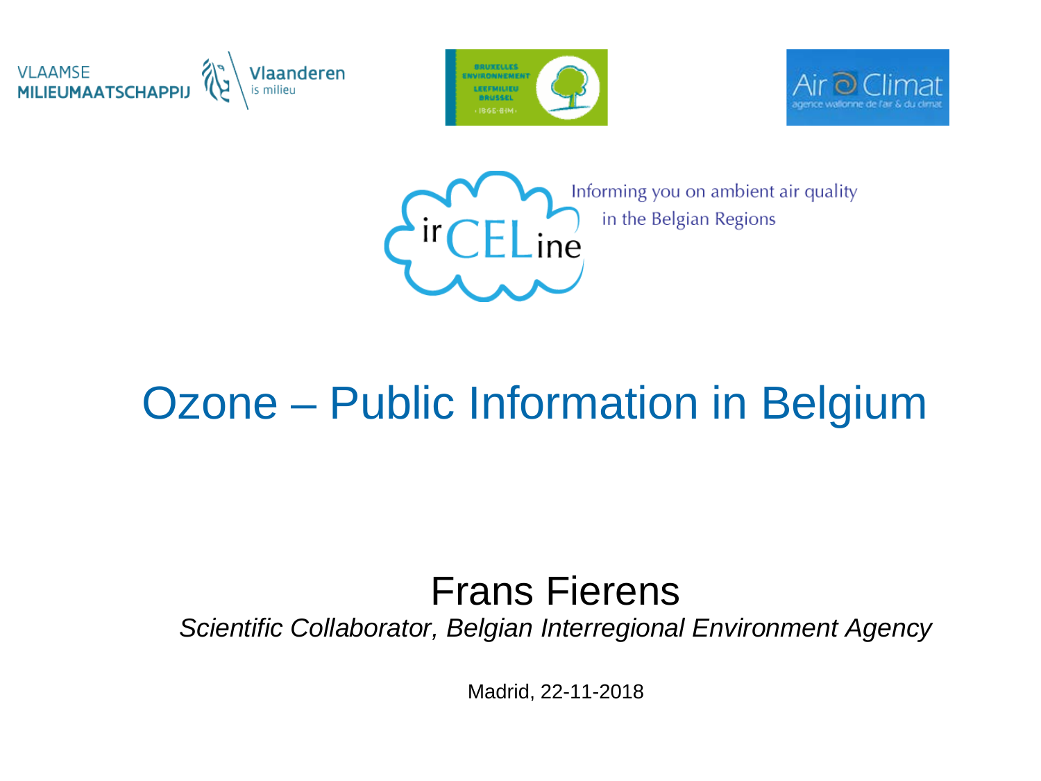VLAAMSE MILIEUMAATSCHAPPIJ — Vlaanderen is milieu

BRUXELLES ENVIRONNEMENT LEEFMILIEU BRUSSEL -IBGE-BIM-

Air Climat — agence wallonne de l'air & du climat

irCELine — Informing you on ambient air quality in the Belgian Regions

# Ozone – Public Information in Belgium

Frans Fierens

*Scientific Collaborator, Belgian Interregional Environment Agency*

Madrid, 22-11-2018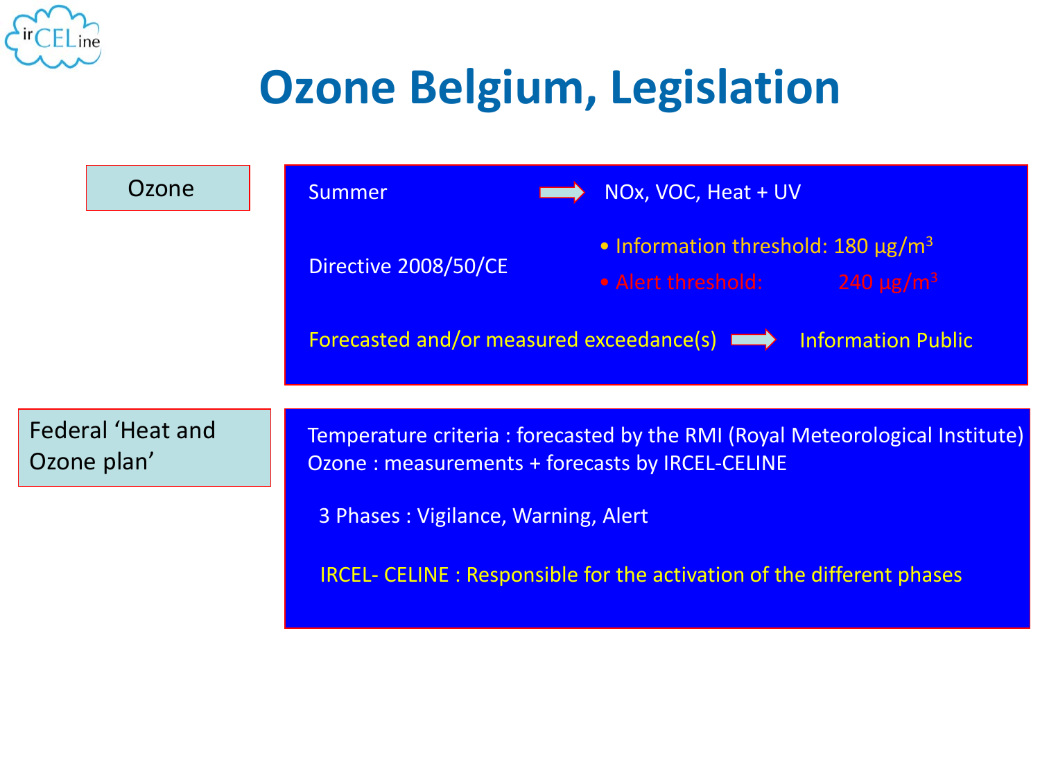# Ozone Belgium, Legislation

## Ozone

Summer → NOx, VOC, Heat + UV

Directive 2008/50/CE

- Information threshold: 180 µg/m$^3$
- Alert threshold: 240 µg/m$^3$

Forecasted and/or measured exceedance(s) → Information Public

## Federal 'Heat and Ozone plan'

Temperature criteria : forecasted by the RMI (Royal Meteorological Institute)
Ozone : measurements + forecasts by IRCEL-CELINE

3 Phases : Vigilance, Warning, Alert

IRCEL- CELINE : Responsible for the activation of the different phases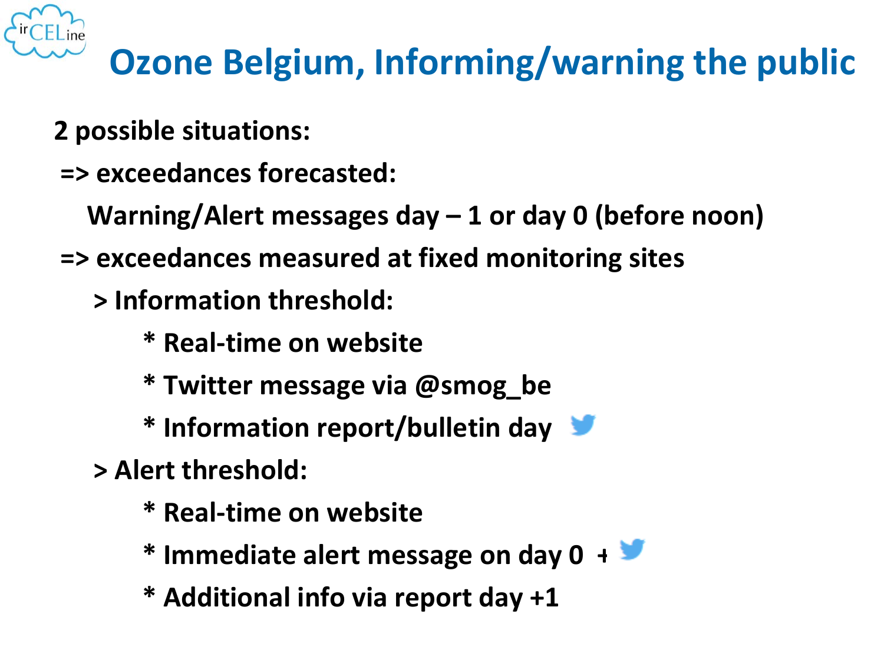# Ozone Belgium, Informing/warning the public

**2 possible situations:**

=> **exceedances forecasted:**

**Warning/Alert messages day – 1 or day 0 (before noon)**

=> **exceedances measured at fixed monitoring sites**

> **Information threshold:**

* **Real-time on website**
* **Twitter message via @smog_be**
* **Information report/bulletin day**

> **Alert threshold:**

* **Real-time on website**
* **Immediate alert message on day 0 +**
* **Additional info via report day +1**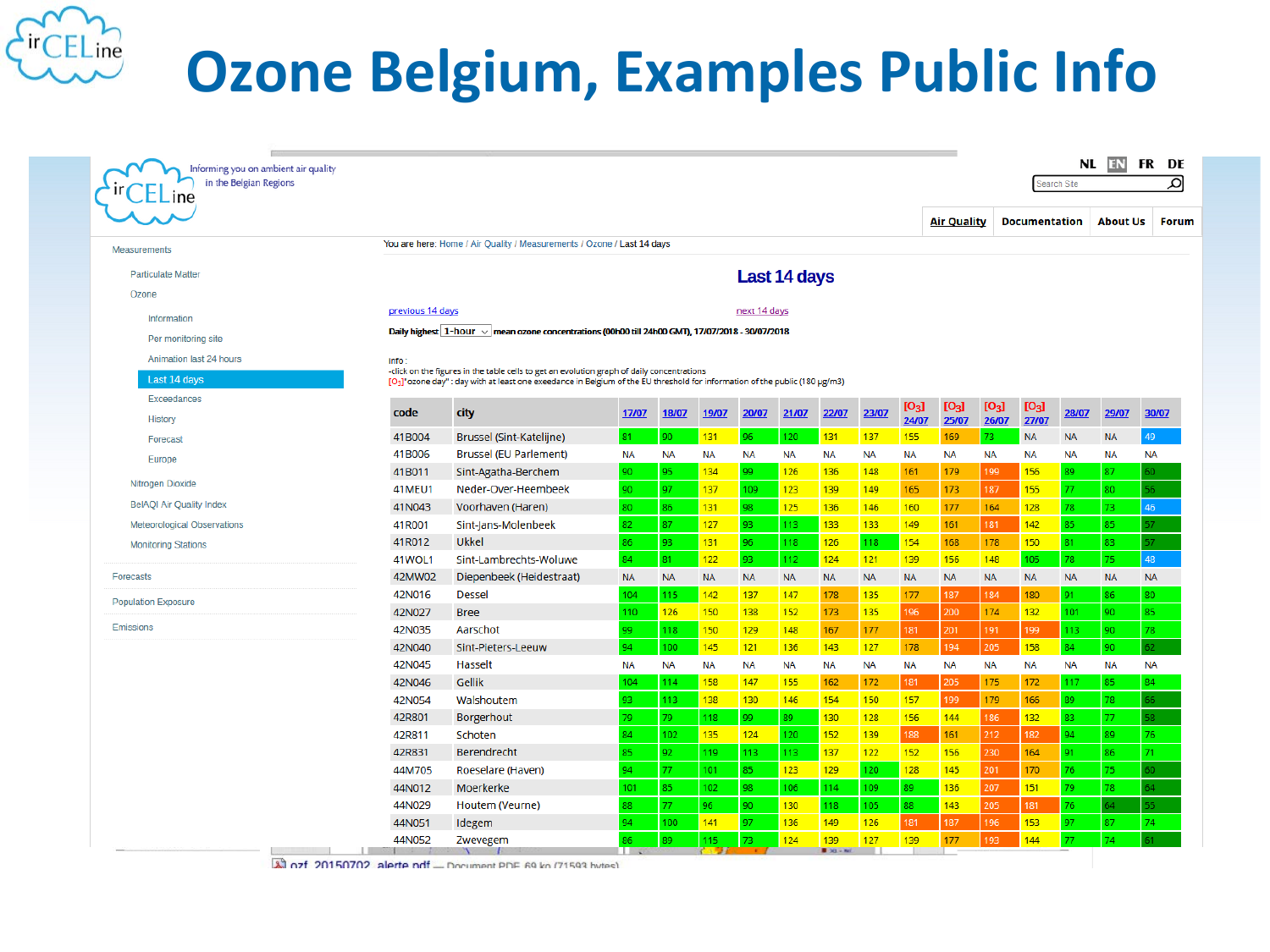# Ozone Belgium, Examples Public Info

Informing you on ambient air quality in the Belgian Regions

NL EN FR DE

Air Quality | Documentation | About Us | Forum

- Measurements
  - Particulate Matter
  - Ozone
    - Information
    - Per monitoring site
    - Animation last 24 hours
    - Last 14 days
    - Exceedances
    - History
    - Forecast
    - Europe
  - Nitrogen Dioxide
  - BelAQI Air Quality Index
  - Meteorological Observations
  - Monitoring Stations
- Forecasts
- Population Exposure
- Emissions

You are here: Home / Air Quality / Measurements / Ozone / Last 14 days

## Last 14 days

previous 14 days — next 14 days

**Daily highest** 1-hour **mean ozone concentrations (00h00 till 24h00 GMT), 17/07/2018 - 30/07/2018**

info :
-click on the figures in the table cells to get an evolution graph of daily concentrations
[$O_3$]"ozone day" : day with at least one exceedance in Belgium of the EU threshold for information of the public (180 µg/m3)

| code | city | 17/07 | 18/07 | 19/07 | 20/07 | 21/07 | 22/07 | 23/07 | [$O_3$] 24/07 | [$O_3$] 25/07 | [$O_3$] 26/07 | [$O_3$] 27/07 | 28/07 | 29/07 | 30/07 |
|---|---|---|---|---|---|---|---|---|---|---|---|---|---|---|---|
| 41B004 | Brussel (Sint-Katelijne) | 81 | 90 | 131 | 96 | 120 | 131 | 137 | 155 | 169 | 73 | NA | NA | NA | 49 |
| 41B006 | Brussel (EU Parlement) | NA | NA | NA | NA | NA | NA | NA | NA | NA | NA | NA | NA | NA | NA |
| 41B011 | Sint-Agatha-Berchem | 90 | 95 | 134 | 99 | 126 | 136 | 148 | 161 | 179 | 199 | 156 | 89 | 87 | 60 |
| 41MEU1 | Neder-Over-Heembeek | 90 | 97 | 137 | 109 | 123 | 139 | 149 | 165 | 173 | 187 | 155 | 77 | 80 | 56 |
| 41N043 | Voorhaven (Haren) | 80 | 85 | 131 | 98 | 125 | 136 | 146 | 160 | 177 | 164 | 128 | 78 | 73 | 46 |
| 41R001 | Sint-Jans-Molenbeek | 82 | 87 | 127 | 93 | 113 | 133 | 133 | 149 | 161 | 181 | 142 | 85 | 85 | 57 |
| 41R012 | Ukkel | 86 | 93 | 131 | 96 | 118 | 126 | 118 | 154 | 168 | 178 | 150 | 81 | 83 | 57 |
| 41WOL1 | Sint-Lambrechts-Woluwe | 84 | 81 | 122 | 93 | 112 | 124 | 121 | 139 | 156 | 148 | 105 | 78 | 75 | 48 |
| 42MW02 | Diepenbeek (Heidestraat) | NA | NA | NA | NA | NA | NA | NA | NA | NA | NA | NA | NA | NA | NA |
| 42N016 | Dessel | 104 | 115 | 142 | 137 | 147 | 178 | 135 | 177 | 187 | 184 | 180 | 91 | 86 | 80 |
| 42N027 | Bree | 110 | 126 | 150 | 138 | 152 | 173 | 135 | 196 | 200 | 174 | 132 | 101 | 90 | 85 |
| 42N035 | Aarschot | 99 | 118 | 150 | 129 | 148 | 167 | 177 | 181 | 201 | 191 | 199 | 113 | 90 | 78 |
| 42N040 | Sint-Pieters-Leeuw | 94 | 100 | 145 | 121 | 136 | 143 | 127 | 178 | 194 | 205 | 158 | 84 | 90 | 62 |
| 42N045 | Hasselt | NA | NA | NA | NA | NA | NA | NA | NA | NA | NA | NA | NA | NA | NA |
| 42N046 | Gellik | 104 | 114 | 158 | 147 | 155 | 162 | 172 | 181 | 205 | 175 | 172 | 117 | 85 | 84 |
| 42N054 | Walshoutem | 93 | 113 | 138 | 130 | 146 | 154 | 150 | 157 | 199 | 179 | 166 | 89 | 78 | 66 |
| 42R801 | Borgerhout | 79 | 79 | 118 | 99 | 89 | 130 | 128 | 156 | 144 | 186 | 132 | 83 | 77 | 58 |
| 42R811 | Schoten | 84 | 102 | 135 | 124 | 120 | 152 | 139 | 188 | 161 | 212 | 182 | 94 | 89 | 76 |
| 42R831 | Berendrecht | 85 | 92 | 119 | 113 | 113 | 137 | 122 | 152 | 156 | 230 | 164 | 91 | 86 | 71 |
| 44M705 | Roeselare (Haven) | 94 | 77 | 101 | 85 | 123 | 129 | 120 | 128 | 145 | 201 | 170 | 76 | 75 | 60 |
| 44N012 | Moerkerke | 101 | 85 | 102 | 98 | 106 | 114 | 109 | 89 | 136 | 207 | 151 | 79 | 78 | 64 |
| 44N029 | Houtem (Veurne) | 88 | 77 | 96 | 90 | 130 | 118 | 105 | 88 | 143 | 205 | 181 | 76 | 64 | 55 |
| 44N051 | Idegem | 94 | 100 | 141 | 97 | 136 | 149 | 126 | 181 | 187 | 196 | 153 | 97 | 87 | 74 |
| 44N052 | Zwevegem | 86 | 89 | 115 | 73 | 124 | 139 | 127 | 139 | 177 | 193 | 144 | 77 | 74 | 61 |

ozf_20150702_alerte.pdf — Document PDF, 69 ko (71593 bytes)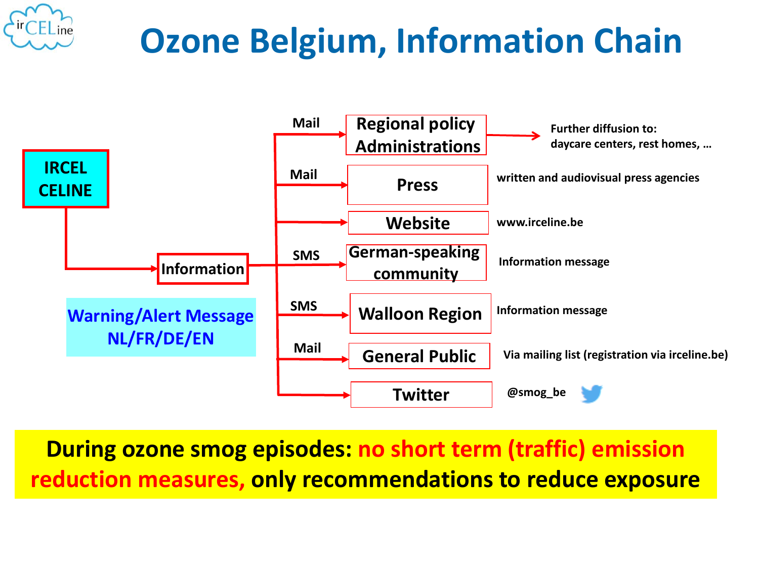# Ozone Belgium, Information Chain

**IRCEL CELINE** → **Information**

**Warning/Alert Message NL/FR/DE/EN**

| Channel | Recipient | Details |
|---|---|---|
| Mail | Regional policy Administrations | Further diffusion to: daycare centers, rest homes, … |
| Mail | Press | written and audiovisual press agencies |
| | Website | www.irceline.be |
| SMS | German-speaking community | Information message |
| SMS | Walloon Region | Information message |
| Mail | General Public | Via mailing list (registration via irceline.be) |
| | Twitter | @smog_be |

**During ozone smog episodes: no short term (traffic) emission reduction measures, only recommendations to reduce exposure**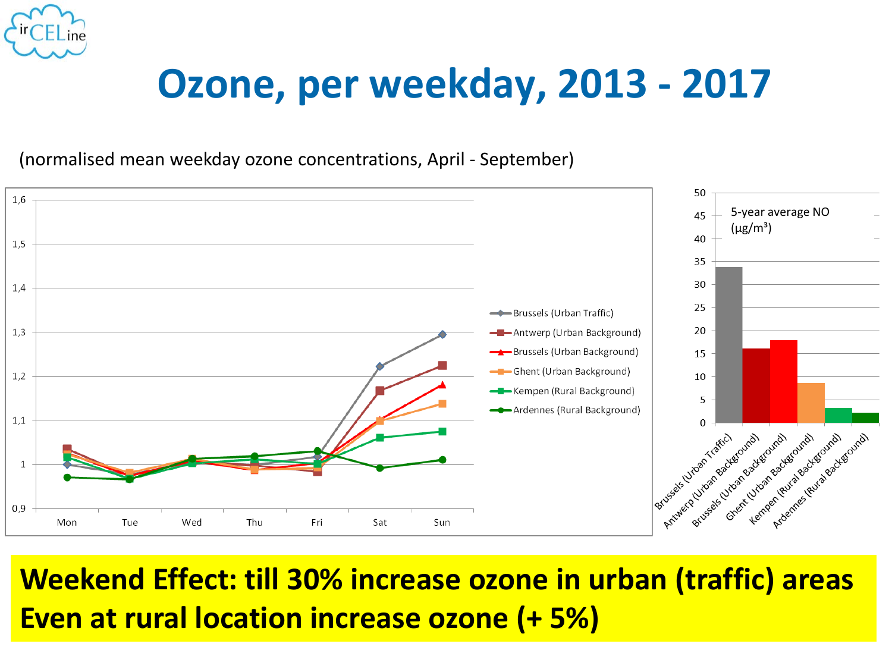# Ozone, per weekday, 2013 - 2017

(normalised mean weekday ozone concentrations, April - September)

**Weekend Effect: till 30% increase ozone in urban (traffic) areas**
**Even at rural location increase ozone (+ 5%)**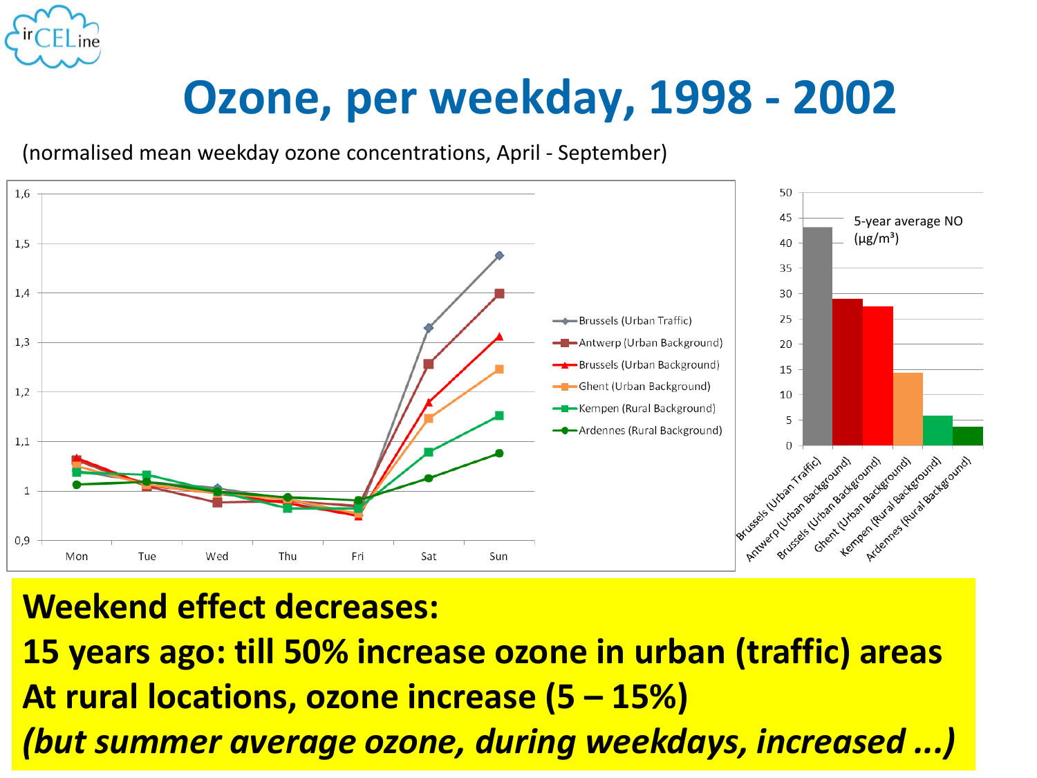# Ozone, per weekday, 1998 - 2002

(normalised mean weekday ozone concentrations, April - September)

**Weekend effect decreases:**

**15 years ago: till 50% increase ozone in urban (traffic) areas**

**At rural locations, ozone increase (5 – 15%)**

***(but summer average ozone, during weekdays, increased ...)***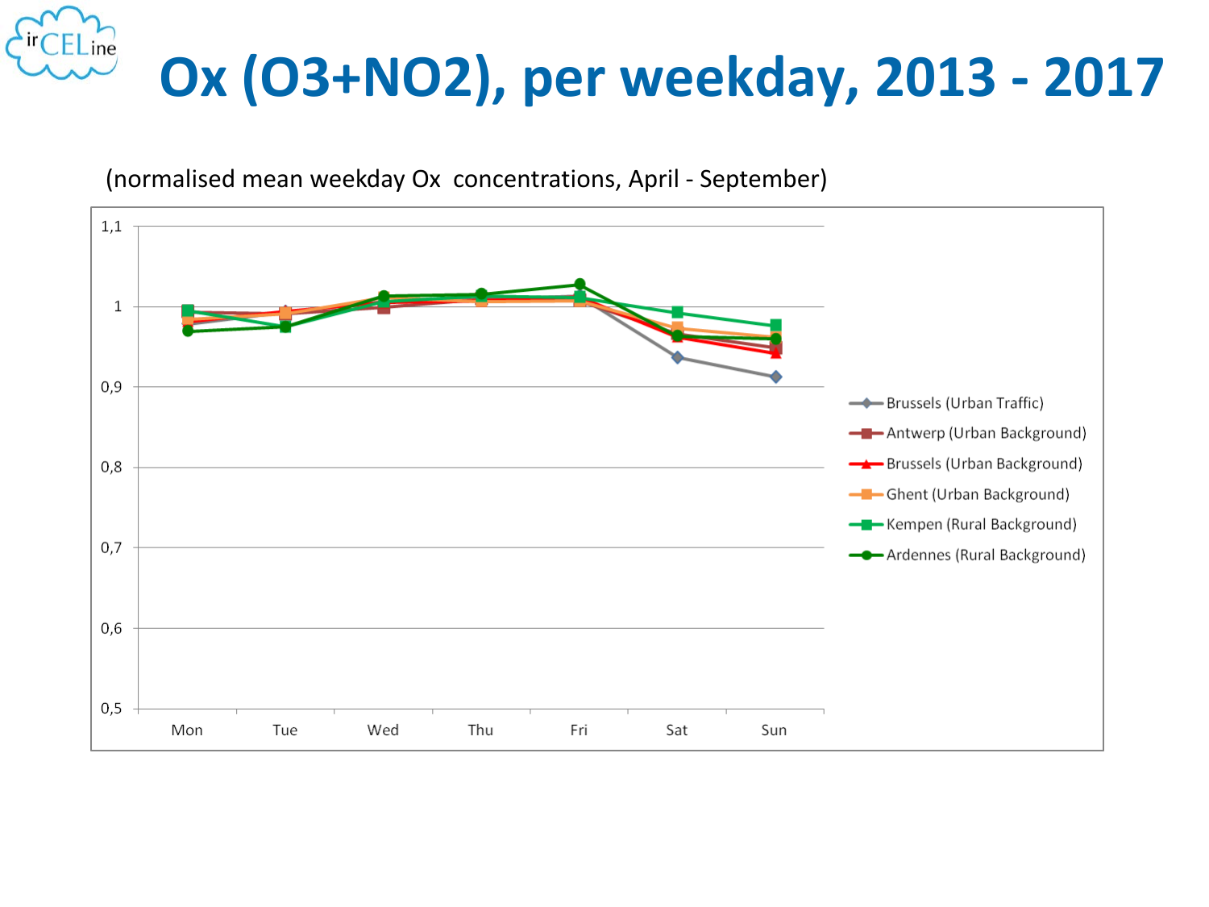# Ox (O3+NO2), per weekday, 2013 - 2017

(normalised mean weekday Ox concentrations, April - September)

- Brussels (Urban Traffic)
- Antwerp (Urban Background)
- Brussels (Urban Background)
- Ghent (Urban Background)
- Kempen (Rural Background)
- Ardennes (Rural Background)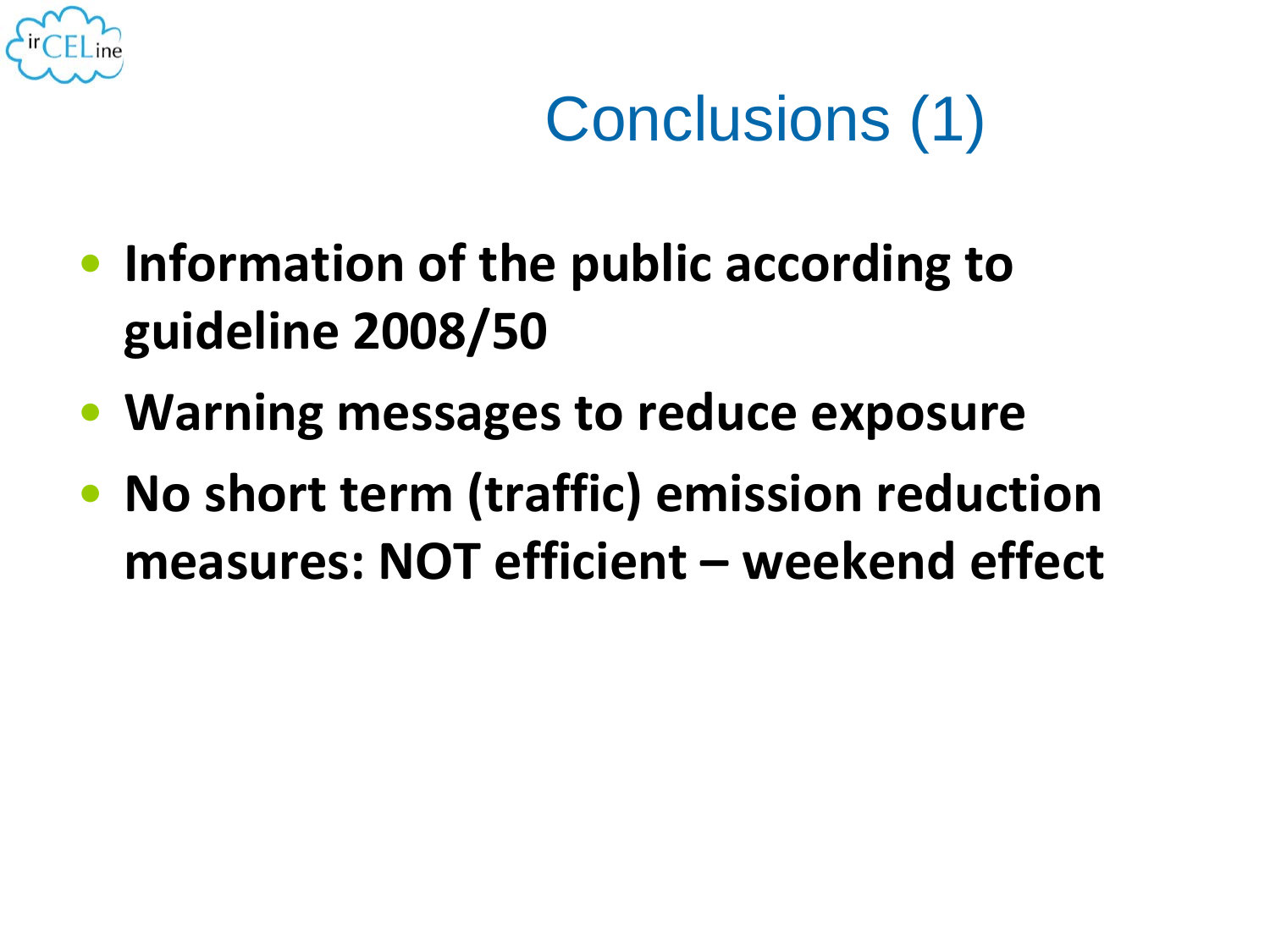# Conclusions (1)

- **Information of the public according to guideline 2008/50**
- **Warning messages to reduce exposure**
- **No short term (traffic) emission reduction measures: NOT efficient – weekend effect**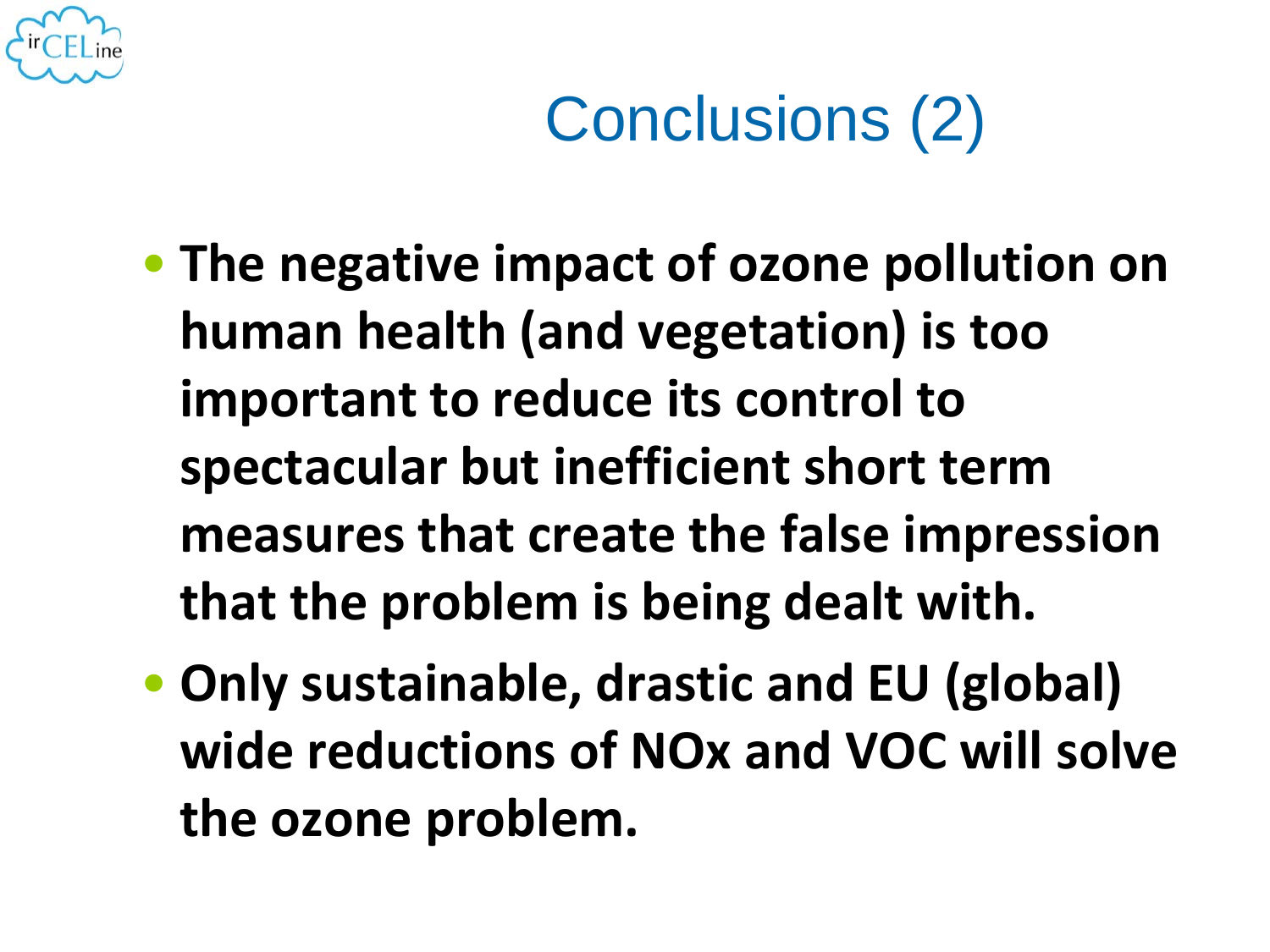# Conclusions (2)

- **The negative impact of ozone pollution on human health (and vegetation) is too important to reduce its control to spectacular but inefficient short term measures that create the false impression that the problem is being dealt with.**
- **Only sustainable, drastic and EU (global) wide reductions of NOx and VOC will solve the ozone problem.**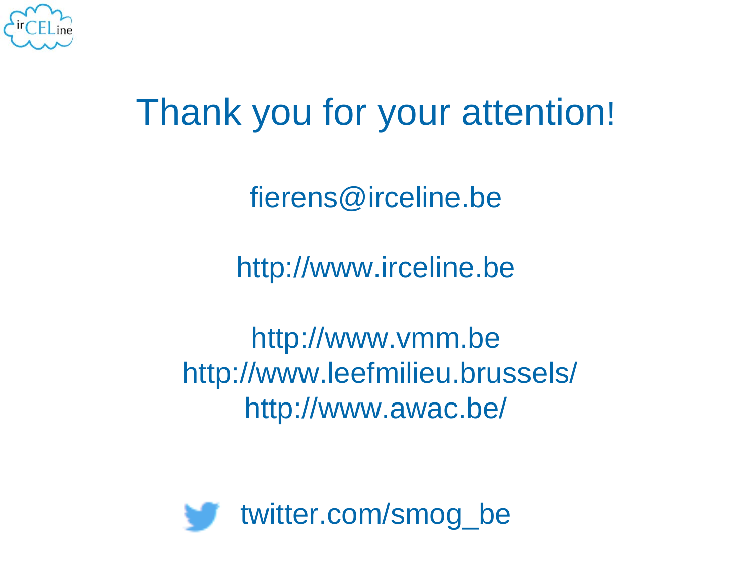# Thank you for your attention!

fierens@irceline.be

http://www.irceline.be

http://www.vmm.be
http://www.leefmilieu.brussels/
http://www.awac.be/

twitter.com/smog_be